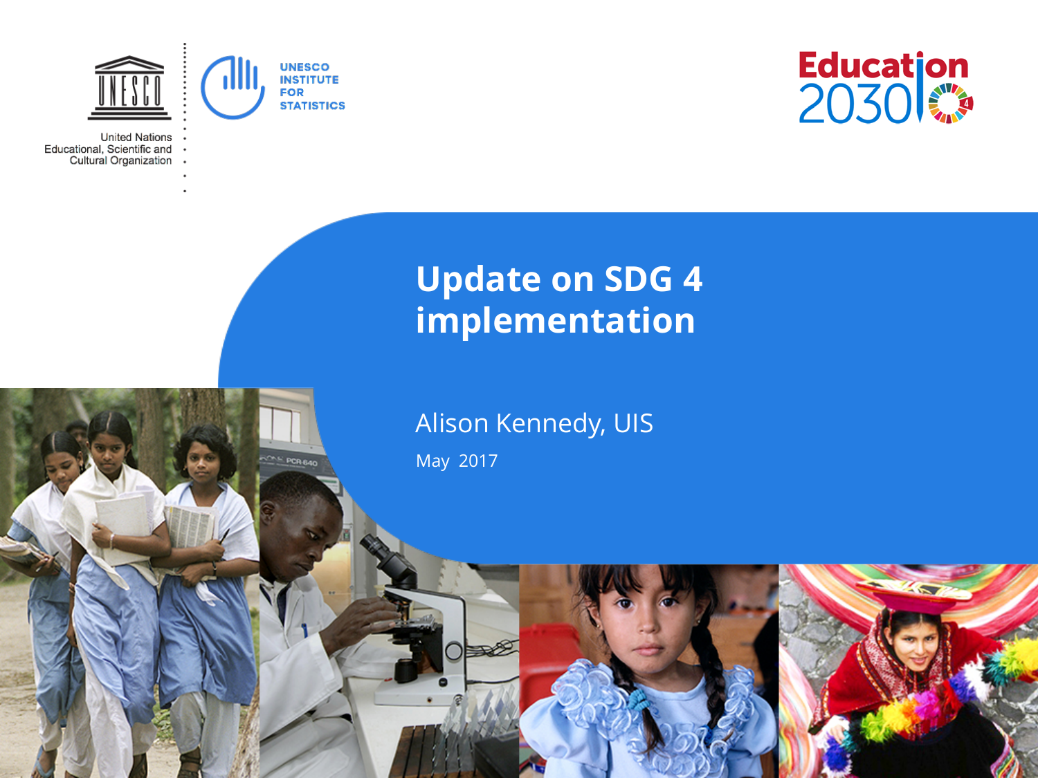United Nations Educational, Scientific and Cultural Organization

UNESCO INSTITUTE FOR STATISTICS

Education 2030

# Update on SDG 4 implementation

Alison Kennedy, UIS

May 2017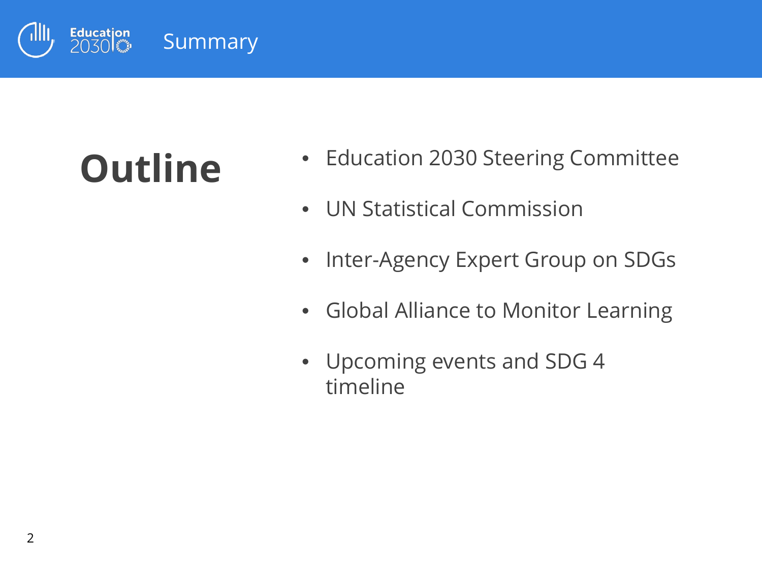# Summary

## Outline

- Education 2030 Steering Committee
- UN Statistical Commission
- Inter-Agency Expert Group on SDGs
- Global Alliance to Monitor Learning
- Upcoming events and SDG 4 timeline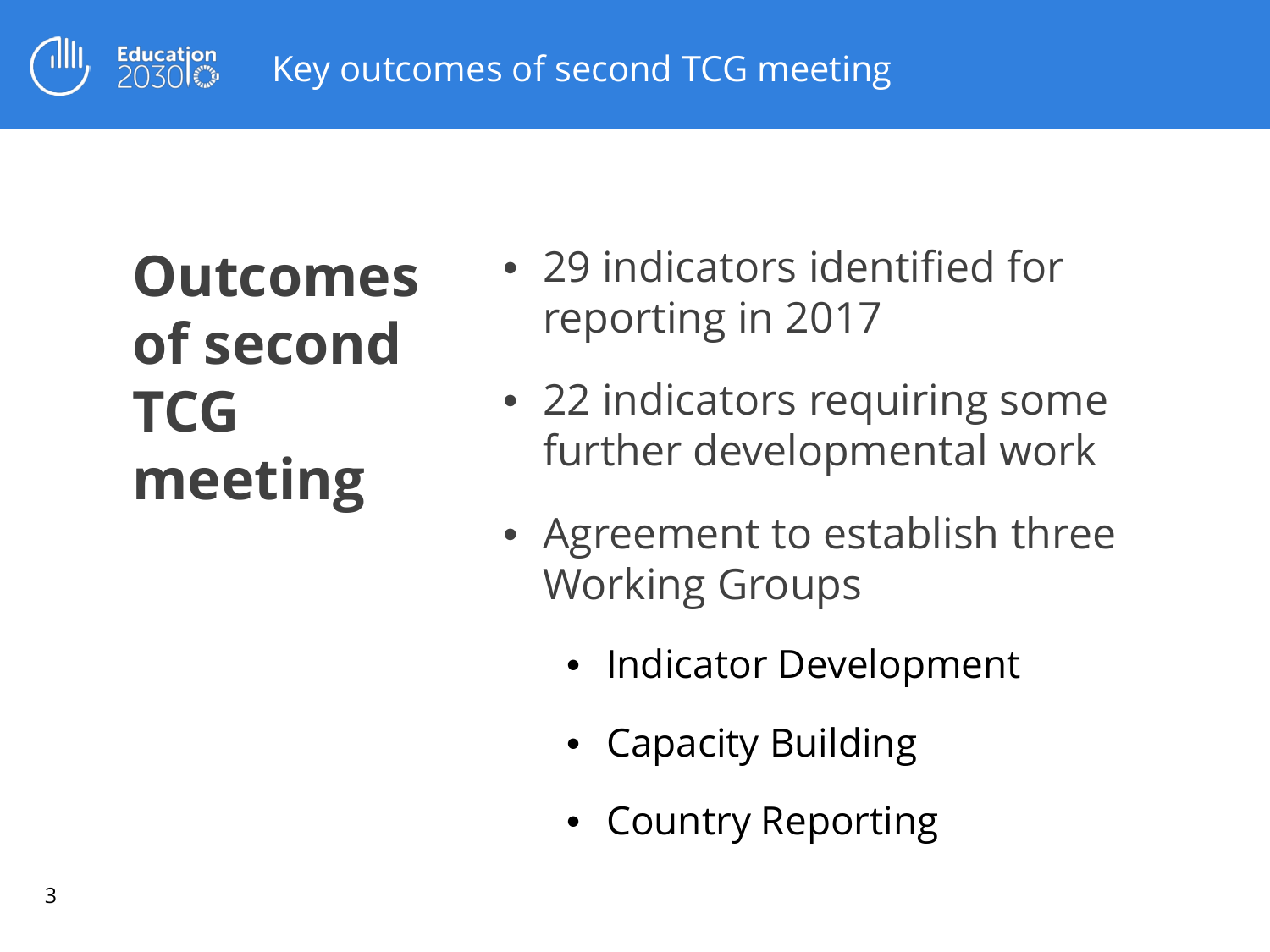# Key outcomes of second TCG meeting

## Outcomes of second TCG meeting

- 29 indicators identified for reporting in 2017
- 22 indicators requiring some further developmental work
- Agreement to establish three Working Groups
  - Indicator Development
  - Capacity Building
  - Country Reporting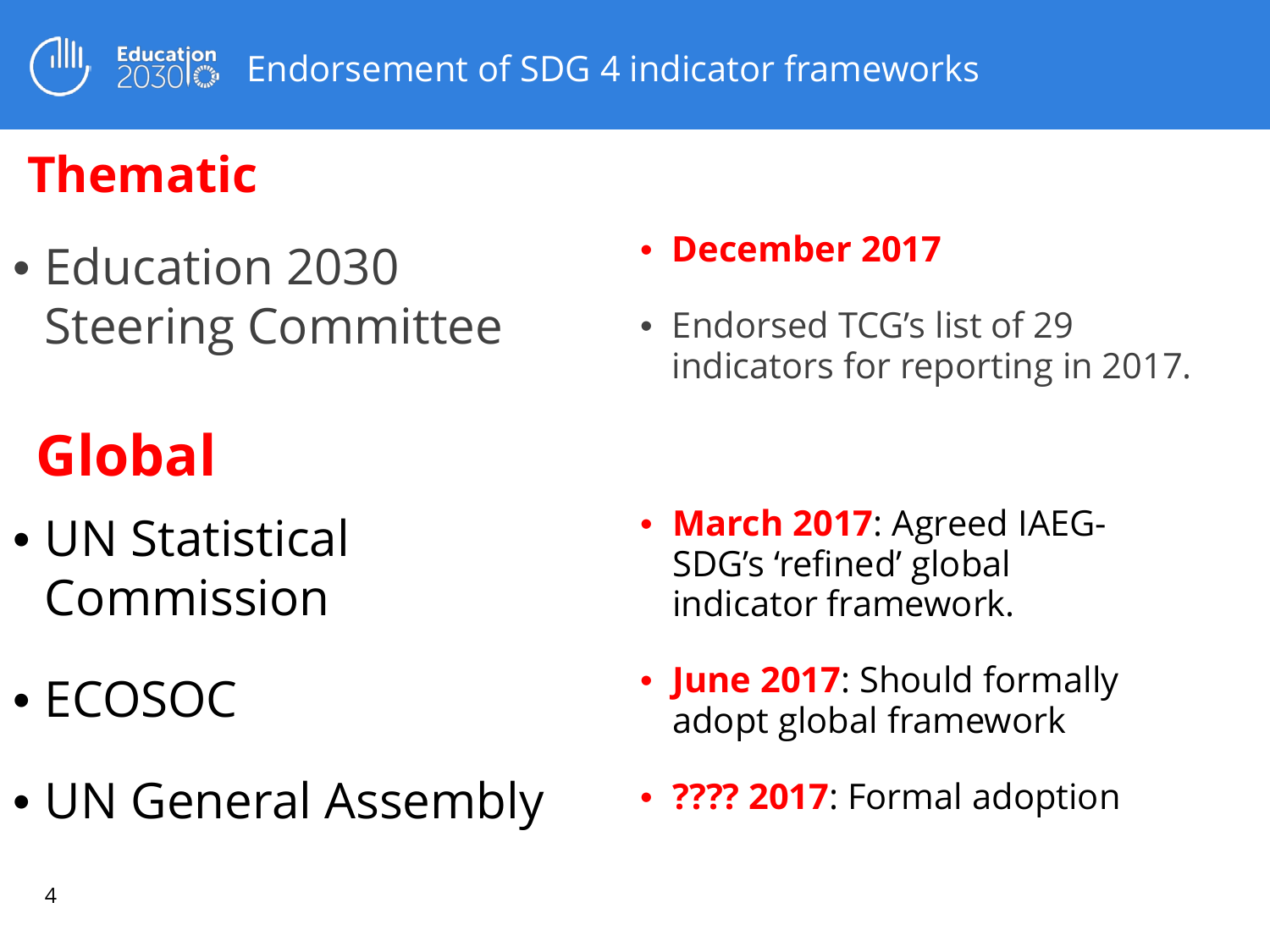# Endorsement of SDG 4 indicator frameworks

## Thematic

- Education 2030 Steering Committee

- **December 2017**
- Endorsed TCG's list of 29 indicators for reporting in 2017.

## Global

- UN Statistical Commission
- ECOSOC
- UN General Assembly

- **March 2017**: Agreed IAEG-SDG's 'refined' global indicator framework.
- **June 2017**: Should formally adopt global framework
- **???? 2017**: Formal adoption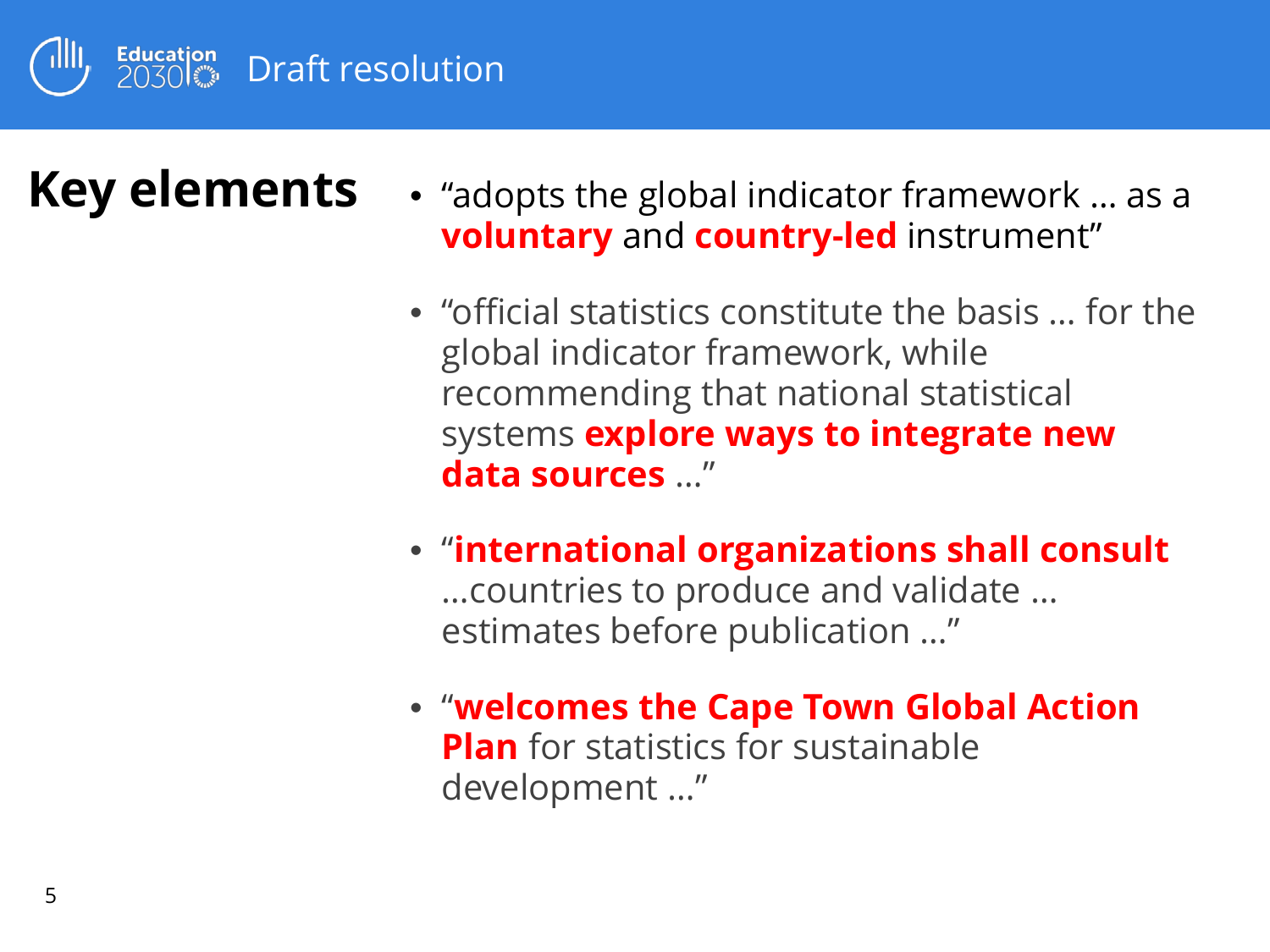# Draft resolution

## Key elements

- "adopts the global indicator framework … as a **voluntary** and **country-led** instrument"
- "official statistics constitute the basis … for the global indicator framework, while recommending that national statistical systems **explore ways to integrate new data sources** …"
- "**international organizations shall consult** …countries to produce and validate … estimates before publication …"
- "**welcomes the Cape Town Global Action Plan** for statistics for sustainable development …"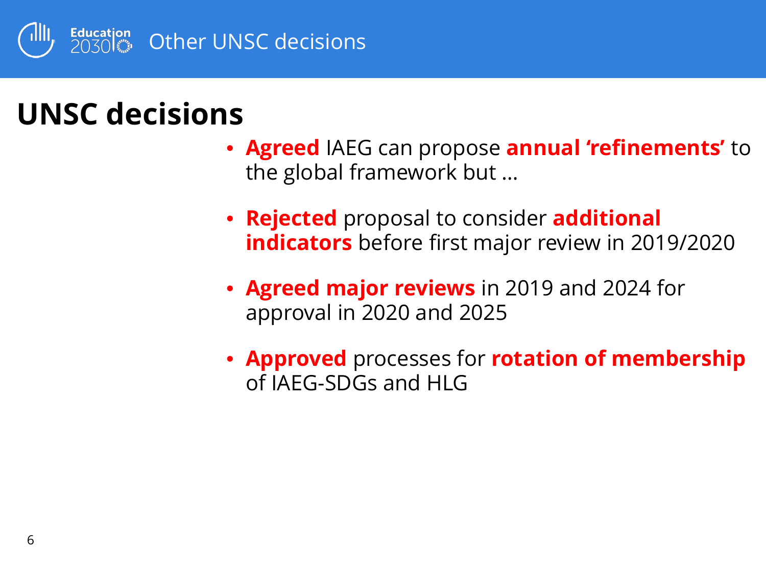# Other UNSC decisions

## UNSC decisions

- **Agreed** IAEG can propose **annual 'refinements'** to the global framework but …
- **Rejected** proposal to consider **additional indicators** before first major review in 2019/2020
- **Agreed major reviews** in 2019 and 2024 for approval in 2020 and 2025
- **Approved** processes for **rotation of membership** of IAEG-SDGs and HLG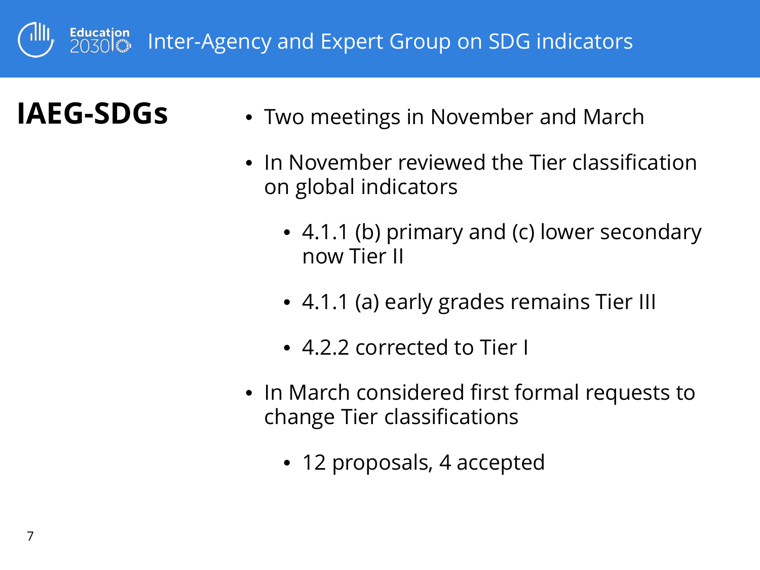# Inter-Agency and Expert Group on SDG indicators

## IAEG-SDGs

- Two meetings in November and March
- In November reviewed the Tier classification on global indicators
  - 4.1.1 (b) primary and (c) lower secondary now Tier II
  - 4.1.1 (a) early grades remains Tier III
  - 4.2.2 corrected to Tier I
- In March considered first formal requests to change Tier classifications
  - 12 proposals, 4 accepted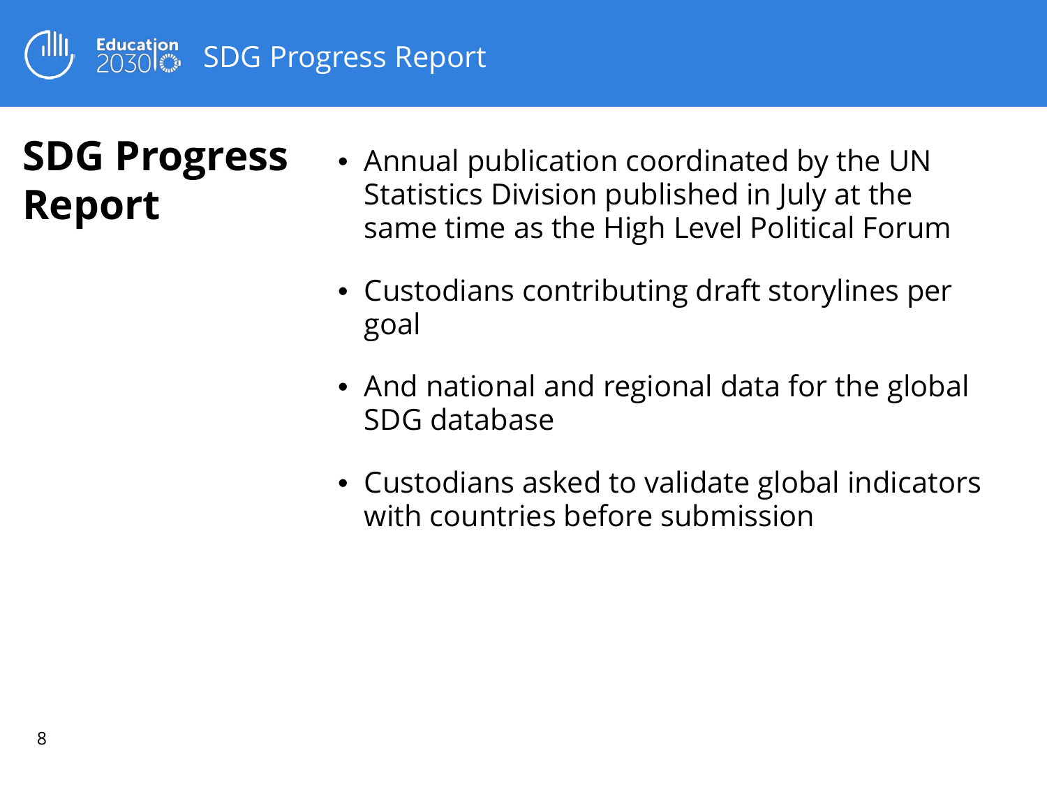# SDG Progress Report

- Annual publication coordinated by the UN Statistics Division published in July at the same time as the High Level Political Forum
- Custodians contributing draft storylines per goal
- And national and regional data for the global SDG database
- Custodians asked to validate global indicators with countries before submission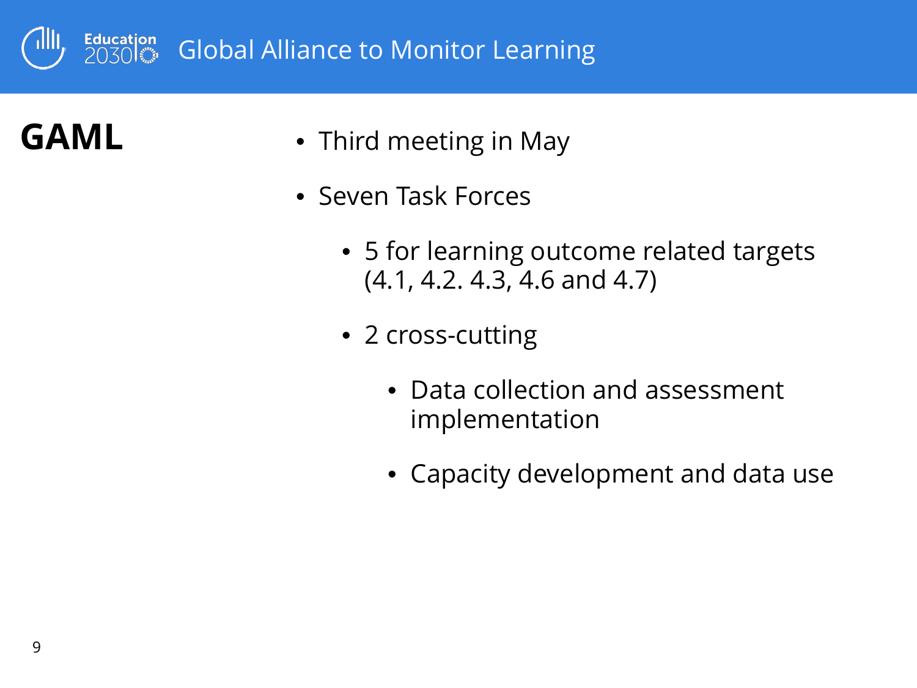Global Alliance to Monitor Learning

## GAML

- Third meeting in May
- Seven Task Forces
  - 5 for learning outcome related targets (4.1, 4.2. 4.3, 4.6 and 4.7)
  - 2 cross-cutting
    - Data collection and assessment implementation
    - Capacity development and data use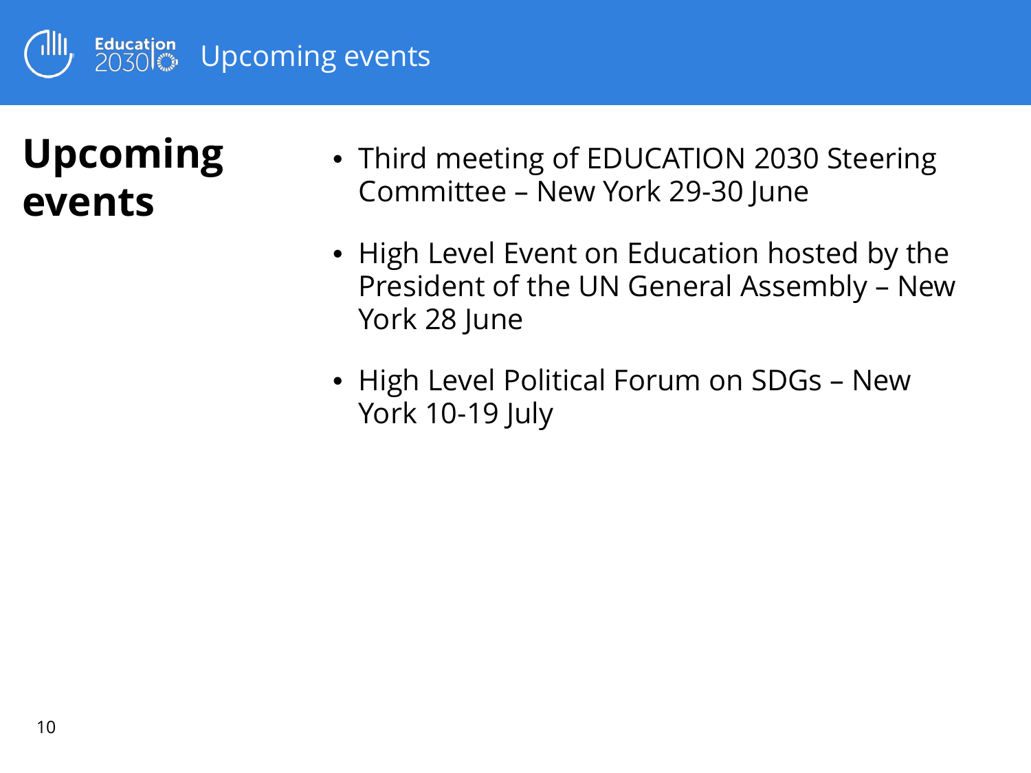# Upcoming events

## Upcoming events

- Third meeting of EDUCATION 2030 Steering Committee – New York 29-30 June
- High Level Event on Education hosted by the President of the UN General Assembly – New York 28 June
- High Level Political Forum on SDGs – New York 10-19 July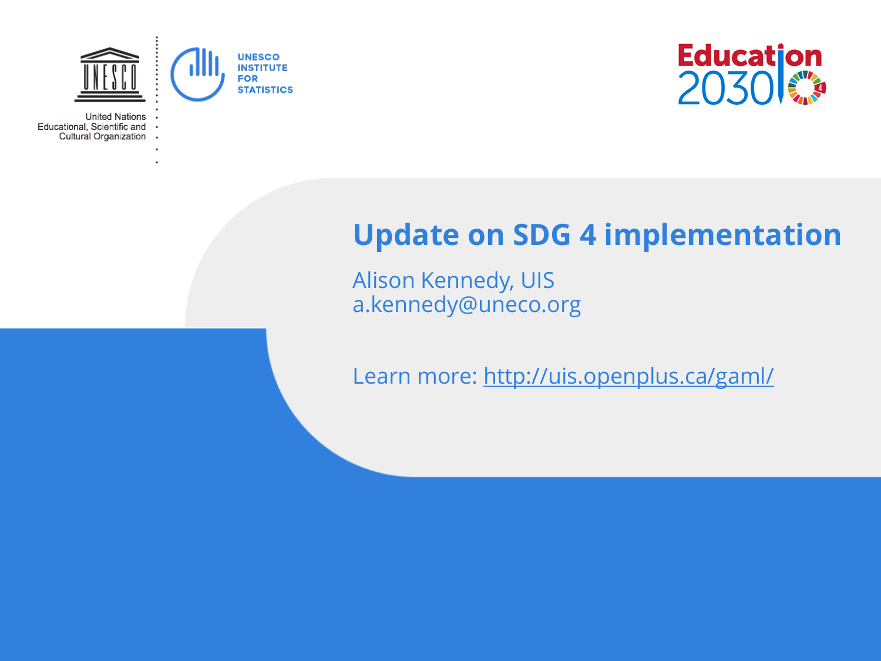United Nations Educational, Scientific and Cultural Organization

UNESCO INSTITUTE FOR STATISTICS

Education 2030

# Update on SDG 4 implementation

Alison Kennedy, UIS
a.kennedy@uneco.org

Learn more: http://uis.openplus.ca/gaml/